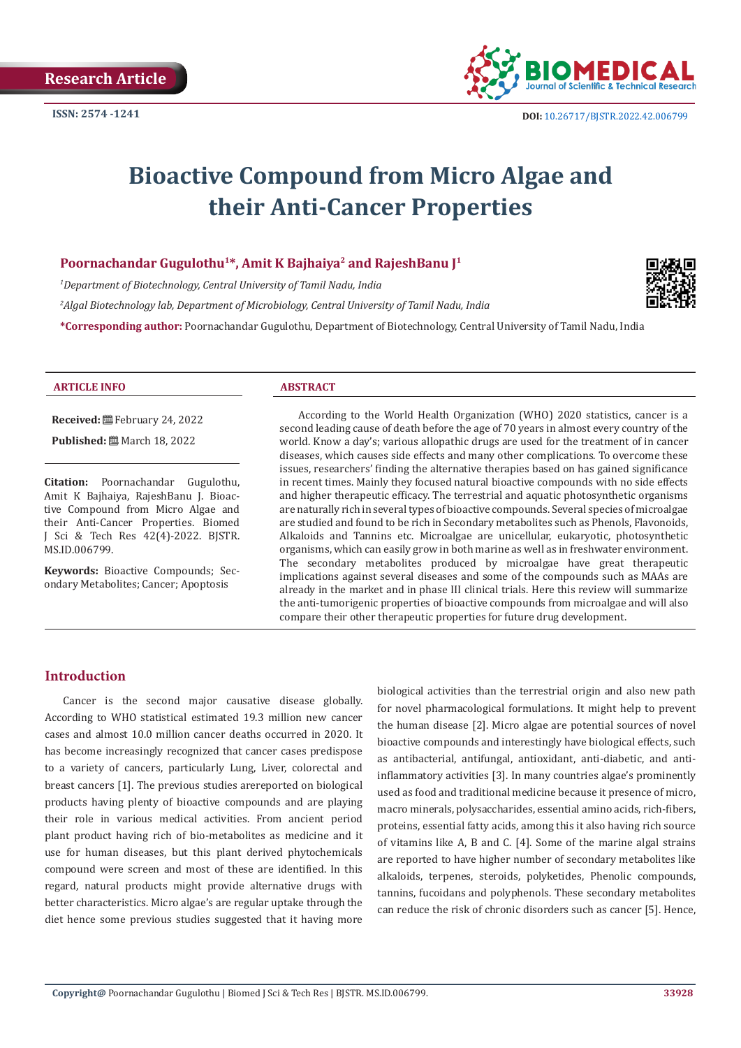Research Article

ISSN: 2574 -1241

DOI: 10.26717/BJSTR.2022.42.006799

# Bioactive Compound from Micro Algae and their Anti-Cancer Properties

**Poornachandar Gugulothu[1]*, Amit K Bajhaiya[2] and RajeshBanu J[1]**

[1]*Department of Biotechnology, Central University of Tamil Nadu, India*

[2]*Algal Biotechnology lab, Department of Microbiology, Central University of Tamil Nadu, India*

***Corresponding author:** Poornachandar Gugulothu, Department of Biotechnology, Central University of Tamil Nadu, India

### ARTICLE INFO

**Received:** February 24, 2022

**Published:** March 18, 2022

**Citation:** Poornachandar Gugulothu, Amit K Bajhaiya, RajeshBanu J. Bioactive Compound from Micro Algae and their Anti-Cancer Properties. Biomed J Sci & Tech Res 42(4)-2022. BJSTR. MS.ID.006799.

**Keywords:** Bioactive Compounds; Secondary Metabolites; Cancer; Apoptosis

### ABSTRACT

According to the World Health Organization (WHO) 2020 statistics, cancer is a second leading cause of death before the age of 70 years in almost every country of the world. Know a day's; various allopathic drugs are used for the treatment of in cancer diseases, which causes side effects and many other complications. To overcome these issues, researchers' finding the alternative therapies based on has gained significance in recent times. Mainly they focused natural bioactive compounds with no side effects and higher therapeutic efficacy. The terrestrial and aquatic photosynthetic organisms are naturally rich in several types of bioactive compounds. Several species of microalgae are studied and found to be rich in Secondary metabolites such as Phenols, Flavonoids, Alkaloids and Tannins etc. Microalgae are unicellular, eukaryotic, photosynthetic organisms, which can easily grow in both marine as well as in freshwater environment. The secondary metabolites produced by microalgae have great therapeutic implications against several diseases and some of the compounds such as MAAs are already in the market and in phase III clinical trials. Here this review will summarize the anti-tumorigenic properties of bioactive compounds from microalgae and will also compare their other therapeutic properties for future drug development.

## Introduction

Cancer is the second major causative disease globally. According to WHO statistical estimated 19.3 million new cancer cases and almost 10.0 million cancer deaths occurred in 2020. It has become increasingly recognized that cancer cases predispose to a variety of cancers, particularly Lung, Liver, colorectal and breast cancers [1]. The previous studies arereported on biological products having plenty of bioactive compounds and are playing their role in various medical activities. From ancient period plant product having rich of bio-metabolites as medicine and it use for human diseases, but this plant derived phytochemicals compound were screen and most of these are identified. In this regard, natural products might provide alternative drugs with better characteristics. Micro algae's are regular uptake through the diet hence some previous studies suggested that it having more biological activities than the terrestrial origin and also new path for novel pharmacological formulations. It might help to prevent the human disease [2]. Micro algae are potential sources of novel bioactive compounds and interestingly have biological effects, such as antibacterial, antifungal, antioxidant, anti-diabetic, and anti-inflammatory activities [3]. In many countries algae's prominently used as food and traditional medicine because it presence of micro, macro minerals, polysaccharides, essential amino acids, rich-fibers, proteins, essential fatty acids, among this it also having rich source of vitamins like A, B and C. [4]. Some of the marine algal strains are reported to have higher number of secondary metabolites like alkaloids, terpenes, steroids, polyketides, Phenolic compounds, tannins, fucoidans and polyphenols. These secondary metabolites can reduce the risk of chronic disorders such as cancer [5]. Hence,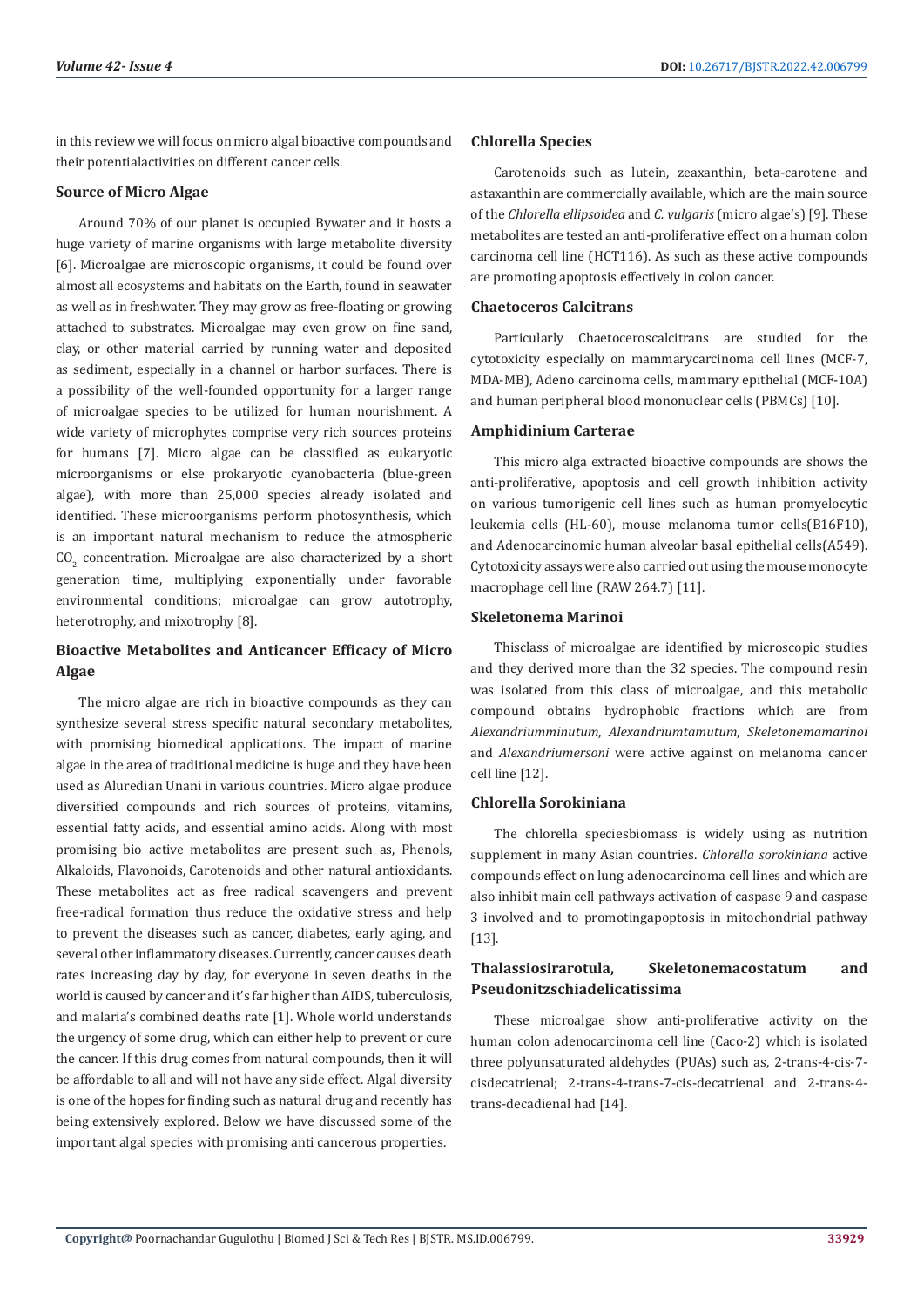in this review we will focus on micro algal bioactive compounds and their potentialactivities on different cancer cells.

## Source of Micro Algae

Around 70% of our planet is occupied Bywater and it hosts a huge variety of marine organisms with large metabolite diversity [6]. Microalgae are microscopic organisms, it could be found over almost all ecosystems and habitats on the Earth, found in seawater as well as in freshwater. They may grow as free-floating or growing attached to substrates. Microalgae may even grow on fine sand, clay, or other material carried by running water and deposited as sediment, especially in a channel or harbor surfaces. There is a possibility of the well-founded opportunity for a larger range of microalgae species to be utilized for human nourishment. A wide variety of microphytes comprise very rich sources proteins for humans [7]. Micro algae can be classified as eukaryotic microorganisms or else prokaryotic cyanobacteria (blue-green algae), with more than 25,000 species already isolated and identified. These microorganisms perform photosynthesis, which is an important natural mechanism to reduce the atmospheric $CO_2$ concentration. Microalgae are also characterized by a short generation time, multiplying exponentially under favorable environmental conditions; microalgae can grow autotrophy, heterotrophy, and mixotrophy [8].

## Bioactive Metabolites and Anticancer Efficacy of Micro Algae

The micro algae are rich in bioactive compounds as they can synthesize several stress specific natural secondary metabolites, with promising biomedical applications. The impact of marine algae in the area of traditional medicine is huge and they have been used as Aluredian Unani in various countries. Micro algae produce diversified compounds and rich sources of proteins, vitamins, essential fatty acids, and essential amino acids. Along with most promising bio active metabolites are present such as, Phenols, Alkaloids, Flavonoids, Carotenoids and other natural antioxidants. These metabolites act as free radical scavengers and prevent free-radical formation thus reduce the oxidative stress and help to prevent the diseases such as cancer, diabetes, early aging, and several other inflammatory diseases. Currently, cancer causes death rates increasing day by day, for everyone in seven deaths in the world is caused by cancer and it's far higher than AIDS, tuberculosis, and malaria's combined deaths rate [1]. Whole world understands the urgency of some drug, which can either help to prevent or cure the cancer. If this drug comes from natural compounds, then it will be affordable to all and will not have any side effect. Algal diversity is one of the hopes for finding such as natural drug and recently has being extensively explored. Below we have discussed some of the important algal species with promising anti cancerous properties.

### Chlorella Species

Carotenoids such as lutein, zeaxanthin, beta-carotene and astaxanthin are commercially available, which are the main source of the *Chlorella ellipsoidea* and *C. vulgaris* (micro algae's) [9]. These metabolites are tested an anti-proliferative effect on a human colon carcinoma cell line (HCT116). As such as these active compounds are promoting apoptosis effectively in colon cancer.

### Chaetoceros Calcitrans

Particularly Chaetoceroscalcitrans are studied for the cytotoxicity especially on mammarycarcinoma cell lines (MCF-7, MDA-MB), Adeno carcinoma cells, mammary epithelial (MCF-10A) and human peripheral blood mononuclear cells (PBMCs) [10].

### Amphidinium Carterae

This micro alga extracted bioactive compounds are shows the anti-proliferative, apoptosis and cell growth inhibition activity on various tumorigenic cell lines such as human promyelocytic leukemia cells (HL-60), mouse melanoma tumor cells(B16F10), and Adenocarcinomic human alveolar basal epithelial cells(A549). Cytotoxicity assays were also carried out using the mouse monocyte macrophage cell line (RAW 264.7) [11].

### Skeletonema Marinoi

Thisclass of microalgae are identified by microscopic studies and they derived more than the 32 species. The compound resin was isolated from this class of microalgae, and this metabolic compound obtains hydrophobic fractions which are from *Alexandriumminutum*, *Alexandriumtamutum*, *Skeletonemamarinoi* and *Alexandriumersoni* were active against on melanoma cancer cell line [12].

### Chlorella Sorokiniana

The chlorella speciesbiomass is widely using as nutrition supplement in many Asian countries. *Chlorella sorokiniana* active compounds effect on lung adenocarcinoma cell lines and which are also inhibit main cell pathways activation of caspase 9 and caspase 3 involved and to promotingapoptosis in mitochondrial pathway [13].

### Thalassiosirarotula, Skeletonemacostatum and Pseudonitzschiadelicatissima

These microalgae show anti-proliferative activity on the human colon adenocarcinoma cell line (Caco-2) which is isolated three polyunsaturated aldehydes (PUAs) such as, 2-trans-4-cis-7-cisdecatrienal; 2-trans-4-trans-7-cis-decatrienal and 2-trans-4-trans-decadienal had [14].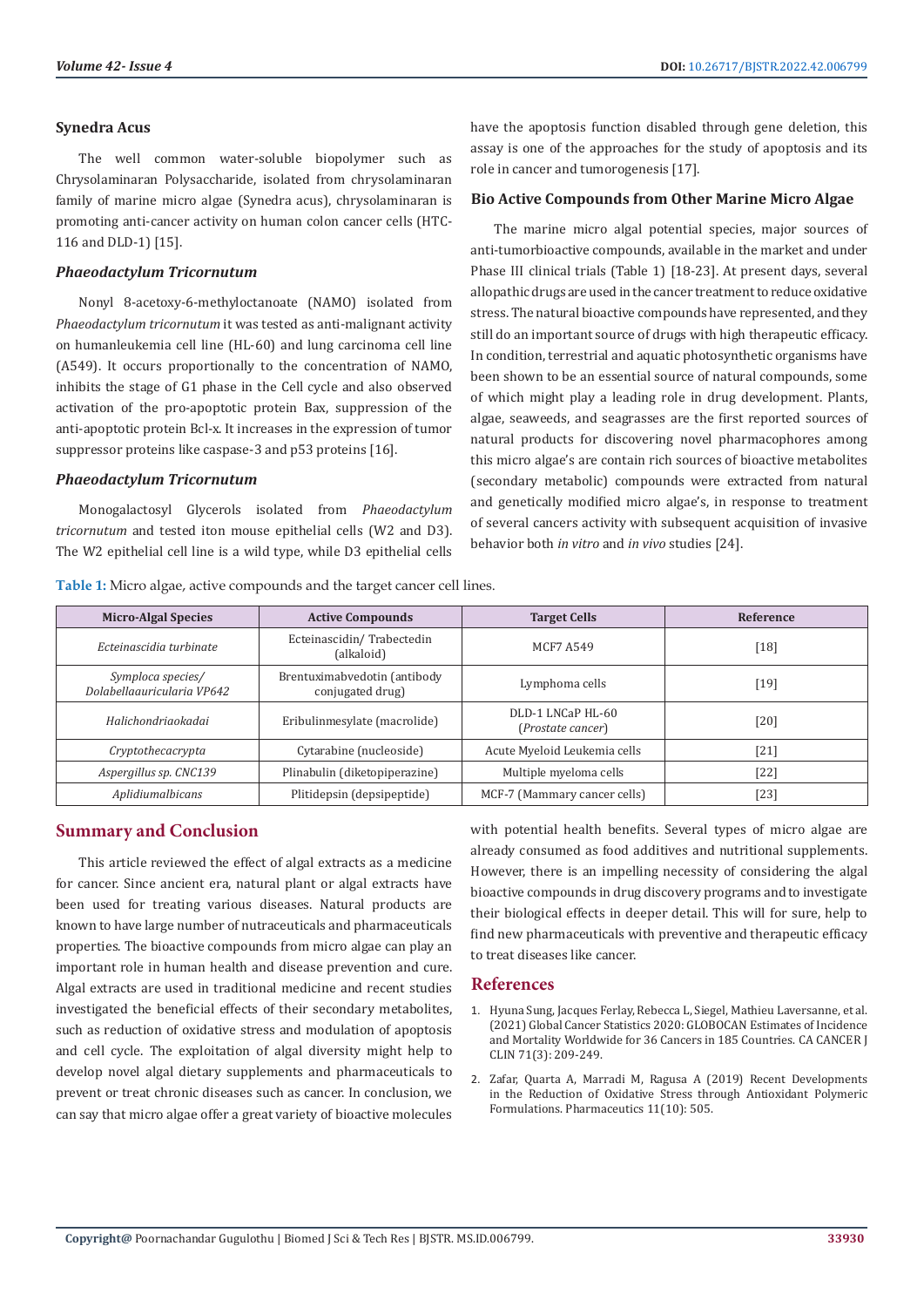### Synedra Acus

The well common water-soluble biopolymer such as Chrysolaminaran Polysaccharide, isolated from chrysolaminaran family of marine micro algae (Synedra acus), chrysolaminaran is promoting anti-cancer activity on human colon cancer cells (HTC-116 and DLD-1) [15].

### *Phaeodactylum Tricornutum*

Nonyl 8-acetoxy-6-methyloctanoate (NAMO) isolated from *Phaeodactylum tricornutum* it was tested as anti-malignant activity on humanleukemia cell line (HL-60) and lung carcinoma cell line (A549). It occurs proportionally to the concentration of NAMO, inhibits the stage of G1 phase in the Cell cycle and also observed activation of the pro-apoptotic protein Bax, suppression of the anti-apoptotic protein Bcl-x. It increases in the expression of tumor suppressor proteins like caspase-3 and p53 proteins [16].

### *Phaeodactylum Tricornutum*

Monogalactosyl Glycerols isolated from *Phaeodactylum tricornutum* and tested iton mouse epithelial cells (W2 and D3). The W2 epithelial cell line is a wild type, while D3 epithelial cells have the apoptosis function disabled through gene deletion, this assay is one of the approaches for the study of apoptosis and its role in cancer and tumorogenesis [17].

### Bio Active Compounds from Other Marine Micro Algae

The marine micro algal potential species, major sources of anti-tumorbioactive compounds, available in the market and under Phase III clinical trials (Table 1) [18-23]. At present days, several allopathic drugs are used in the cancer treatment to reduce oxidative stress. The natural bioactive compounds have represented, and they still do an important source of drugs with high therapeutic efficacy. In condition, terrestrial and aquatic photosynthetic organisms have been shown to be an essential source of natural compounds, some of which might play a leading role in drug development. Plants, algae, seaweeds, and seagrasses are the first reported sources of natural products for discovering novel pharmacophores among this micro algae's are contain rich sources of bioactive metabolites (secondary metabolic) compounds were extracted from natural and genetically modified micro algae's, in response to treatment of several cancers activity with subsequent acquisition of invasive behavior both *in vitro* and *in vivo* studies [24].

**Table 1:** Micro algae, active compounds and the target cancer cell lines.

| Micro-Algal Species | Active Compounds | Target Cells | Reference |
|---|---|---|---|
| *Ecteinascidia turbinate* | Ecteinascidin/ Trabectedin (alkaloid) | MCF7 A549 | [18] |
| *Symploca species/ Dolabellaauricularia VP642* | Brentuximabvedotin (antibody conjugated drug) | Lymphoma cells | [19] |
| *Halichondriaokadai* | Eribulinmesylate (macrolide) | DLD-1 LNCaP HL-60 (*Prostate cancer*) | [20] |
| *Cryptothecacrypta* | Cytarabine (nucleoside) | Acute Myeloid Leukemia cells | [21] |
| *Aspergillus sp. CNC139* | Plinabulin (diketopiperazine) | Multiple myeloma cells | [22] |
| *Aplidiumalbicans* | Plitidepsin (depsipeptide) | MCF-7 (Mammary cancer cells) | [23] |

## Summary and Conclusion

This article reviewed the effect of algal extracts as a medicine for cancer. Since ancient era, natural plant or algal extracts have been used for treating various diseases. Natural products are known to have large number of nutraceuticals and pharmaceuticals properties. The bioactive compounds from micro algae can play an important role in human health and disease prevention and cure. Algal extracts are used in traditional medicine and recent studies investigated the beneficial effects of their secondary metabolites, such as reduction of oxidative stress and modulation of apoptosis and cell cycle. The exploitation of algal diversity might help to develop novel algal dietary supplements and pharmaceuticals to prevent or treat chronic diseases such as cancer. In conclusion, we can say that micro algae offer a great variety of bioactive molecules with potential health benefits. Several types of micro algae are already consumed as food additives and nutritional supplements. However, there is an impelling necessity of considering the algal bioactive compounds in drug discovery programs and to investigate their biological effects in deeper detail. This will for sure, help to find new pharmaceuticals with preventive and therapeutic efficacy to treat diseases like cancer.

## References

1. Hyuna Sung, Jacques Ferlay, Rebecca L, Siegel, Mathieu Laversanne, et al. (2021) Global Cancer Statistics 2020: GLOBOCAN Estimates of Incidence and Mortality Worldwide for 36 Cancers in 185 Countries. CA CANCER J CLIN 71(3): 209-249.
2. Zafar, Quarta A, Marradi M, Ragusa A (2019) Recent Developments in the Reduction of Oxidative Stress through Antioxidant Polymeric Formulations. Pharmaceutics 11(10): 505.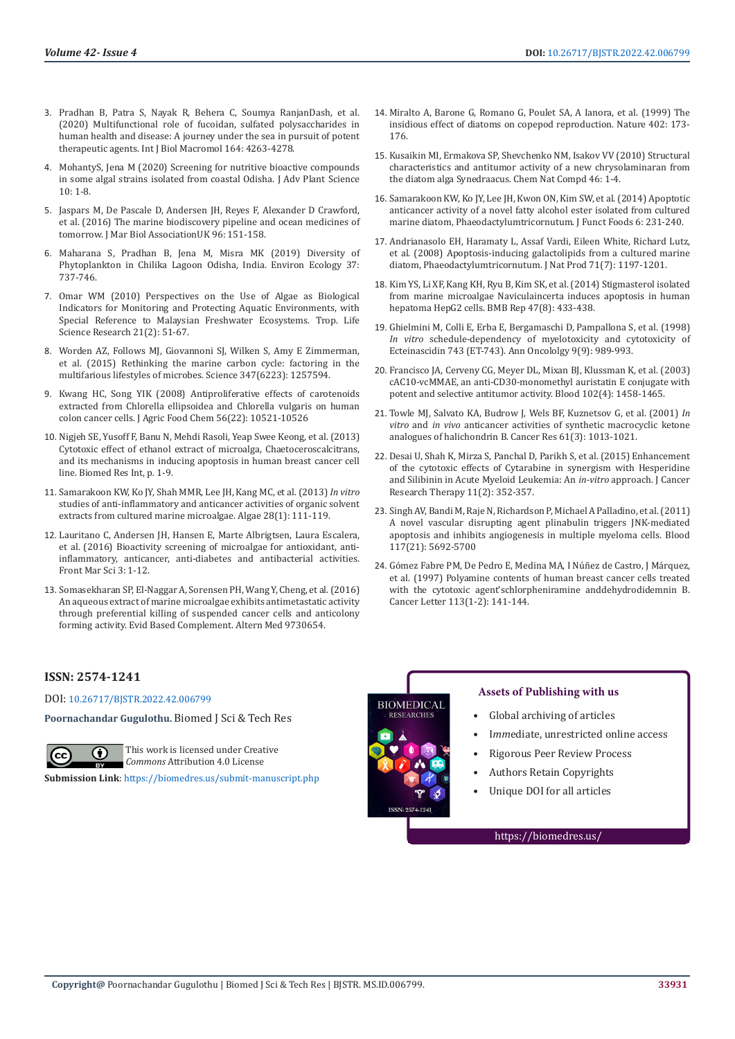3. Pradhan B, Patra S, Nayak R, Behera C, Soumya RanjanDash, et al. (2020) Multifunctional role of fucoidan, sulfated polysaccharides in human health and disease: A journey under the sea in pursuit of potent therapeutic agents. Int J Biol Macromol 164: 4263-4278.
4. MohantyS, Jena M (2020) Screening for nutritive bioactive compounds in some algal strains isolated from coastal Odisha. J Adv Plant Science 10: 1-8.
5. Jaspars M, De Pascale D, Andersen JH, Reyes F, Alexander D Crawford, et al. (2016) The marine biodiscovery pipeline and ocean medicines of tomorrow. J Mar Biol AssociationUK 96: 151-158.
6. Maharana S, Pradhan B, Jena M, Misra MK (2019) Diversity of Phytoplankton in Chilika Lagoon Odisha, India. Environ Ecology 37: 737-746.
7. Omar WM (2010) Perspectives on the Use of Algae as Biological Indicators for Monitoring and Protecting Aquatic Environments, with Special Reference to Malaysian Freshwater Ecosystems. Trop. Life Science Research 21(2): 51-67.
8. Worden AZ, Follows MJ, Giovannoni SJ, Wilken S, Amy E Zimmerman, et al. (2015) Rethinking the marine carbon cycle: factoring in the multifarious lifestyles of microbes. Science 347(6223): 1257594.
9. Kwang HC, Song YIK (2008) Antiproliferative effects of carotenoids extracted from Chlorella ellipsoidea and Chlorella vulgaris on human colon cancer cells. J Agric Food Chem 56(22): 10521-10526
10. Nigjeh SE, Yusoff F, Banu N, Mehdi Rasoli, Yeap Swee Keong, et al. (2013) Cytotoxic effect of ethanol extract of microalga, Chaetoceroscalcitrans, and its mechanisms in inducing apoptosis in human breast cancer cell line. Biomed Res Int, p. 1-9.
11. Samarakoon KW, Ko JY, Shah MMR, Lee JH, Kang MC, et al. (2013) *In vitro* studies of anti-inflammatory and anticancer activities of organic solvent extracts from cultured marine microalgae. Algae 28(1): 111-119.
12. Lauritano C, Andersen JH, Hansen E, Marte Albrigtsen, Laura Escalera, et al. (2016) Bioactivity screening of microalgae for antioxidant, anti-inflammatory, anticancer, anti-diabetes and antibacterial activities. Front Mar Sci 3: 1-12.
13. Somasekharan SP, El-Naggar A, Sorensen PH, Wang Y, Cheng, et al. (2016) An aqueous extract of marine microalgae exhibits antimetastatic activity through preferential killing of suspended cancer cells and anticolony forming activity. Evid Based Complement. Altern Med 9730654.
14. Miralto A, Barone G, Romano G, Poulet SA, A Ianora, et al. (1999) The insidious effect of diatoms on copepod reproduction. Nature 402: 173-176.
15. Kusaikin MI, Ermakova SP, Shevchenko NM, Isakov VV (2010) Structural characteristics and antitumor activity of a new chrysolaminaran from the diatom alga Synedraacus. Chem Nat Compd 46: 1-4.
16. Samarakoon KW, Ko JY, Lee JH, Kwon ON, Kim SW, et al. (2014) Apoptotic anticancer activity of a novel fatty alcohol ester isolated from cultured marine diatom, Phaeodactylumtricornutum. J Funct Foods 6: 231-240.
17. Andrianasolo EH, Haramaty L, Assaf Vardi, Eileen White, Richard Lutz, et al. (2008) Apoptosis-inducing galactolipids from a cultured marine diatom, Phaeodactylumtricornutum. J Nat Prod 71(7): 1197-1201.
18. Kim YS, Li XF, Kang KH, Ryu B, Kim SK, et al. (2014) Stigmasterol isolated from marine microalgae Naviculaincerta induces apoptosis in human hepatoma HepG2 cells. BMB Rep 47(8): 433-438.
19. Ghielmini M, Colli E, Erba E, Bergamaschi D, Pampallona S, et al. (1998) *In vitro* schedule-dependency of myelotoxicity and cytotoxicity of Ecteinascidin 743 (ET-743). Ann Oncololgy 9(9): 989-993.
20. Francisco JA, Cerveny CG, Meyer DL, Mixan BJ, Klussman K, et al. (2003) cAC10-vcMMAE, an anti-CD30-monomethyl auristatin E conjugate with potent and selective antitumor activity. Blood 102(4): 1458-1465.
21. Towle MJ, Salvato KA, Budrow J, Wels BF, Kuznetsov G, et al. (2001) *In vitro* and *in vivo* anticancer activities of synthetic macrocyclic ketone analogues of halichondrin B. Cancer Res 61(3): 1013-1021.
22. Desai U, Shah K, Mirza S, Panchal D, Parikh S, et al. (2015) Enhancement of the cytotoxic effects of Cytarabine in synergism with Hesperidine and Silibinin in Acute Myeloid Leukemia: An *in-vitro* approach. J Cancer Research Therapy 11(2): 352-357.
23. Singh AV, Bandi M, Raje N, Richardson P, Michael A Palladino, et al. (2011) A novel vascular disrupting agent plinabulin triggers JNK-mediated apoptosis and inhibits angiogenesis in multiple myeloma cells. Blood 117(21): 5692-5700
24. Gómez Fabre PM, De Pedro E, Medina MA, I Núñez de Castro, J Márquez, et al. (1997) Polyamine contents of human breast cancer cells treated with the cytotoxic agent'schlorpheniramine anddehydrodidemnin B. Cancer Letter 113(1-2): 141-144.

**ISSN: 2574-1241**

DOI: 10.26717/BJSTR.2022.42.006799

**Poornachandar Gugulothu.** Biomed J Sci & Tech Res

This work is licensed under Creative *Commons* Attribution 4.0 License

**Submission Link**: https://biomedres.us/submit-manuscript.php

**Assets of Publishing with us**

- Global archiving of articles
- Immediate, unrestricted online access
- Rigorous Peer Review Process
- Authors Retain Copyrights
- Unique DOI for all articles

https://biomedres.us/